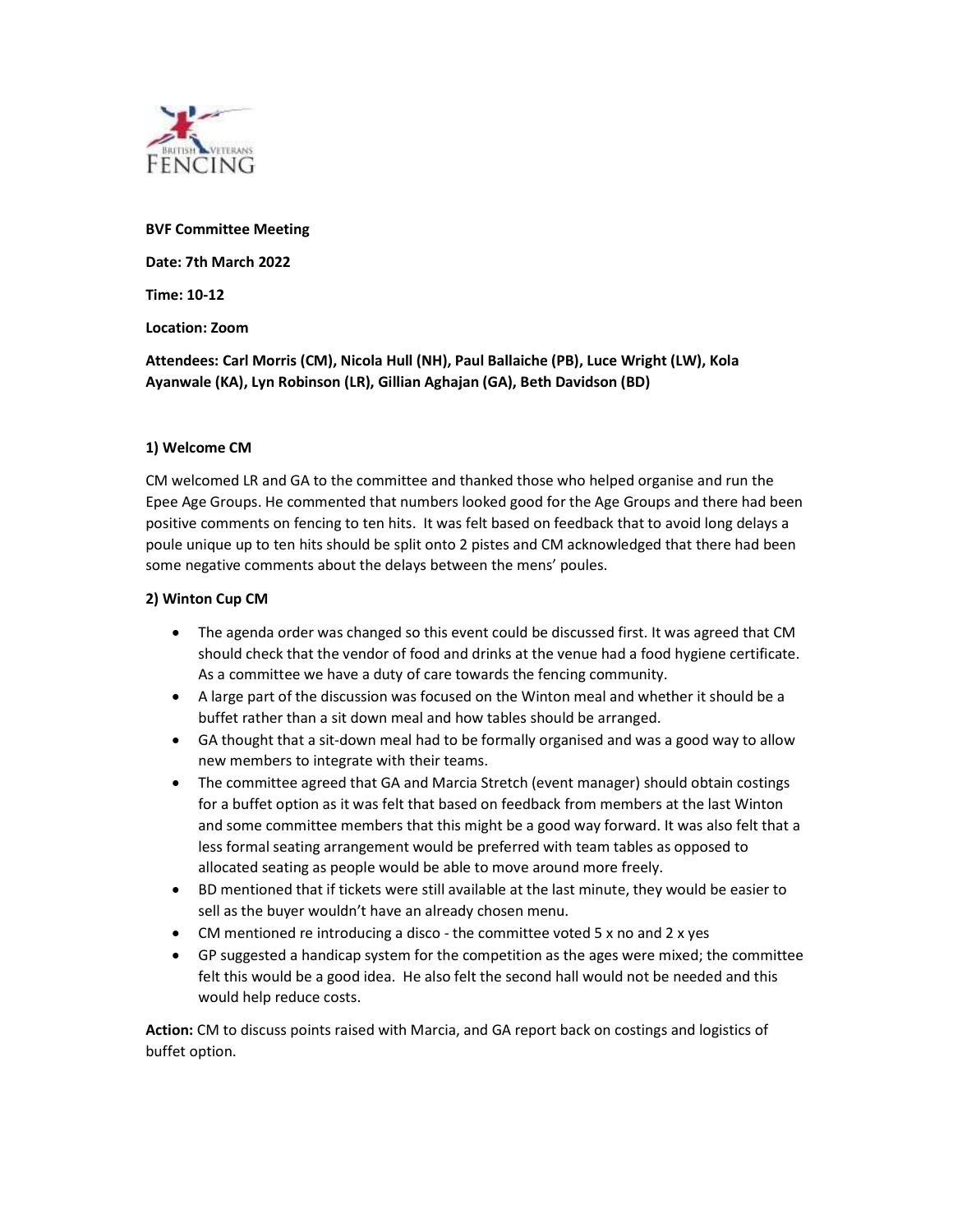**BVF Committee Meeting**

**Date: 7th March 2022**

**Time: 10-12**

**Location: Zoom**

**Attendees: Carl Morris (CM), Nicola Hull (NH), Paul Ballaiche (PB), Luce Wright (LW), Kola Ayanwale (KA), Lyn Robinson (LR), Gillian Aghajan (GA), Beth Davidson (BD)**

**1) Welcome CM**

CM welcomed LR and GA to the committee and thanked those who helped organise and run the Epee Age Groups. He commented that numbers looked good for the Age Groups and there had been positive comments on fencing to ten hits. It was felt based on feedback that to avoid long delays a poule unique up to ten hits should be split onto 2 pistes and CM acknowledged that there had been some negative comments about the delays between the mens' poules.

**2) Winton Cup CM**

- The agenda order was changed so this event could be discussed first. It was agreed that CM should check that the vendor of food and drinks at the venue had a food hygiene certificate. As a committee we have a duty of care towards the fencing community.
- A large part of the discussion was focused on the Winton meal and whether it should be a buffet rather than a sit down meal and how tables should be arranged.
- GA thought that a sit-down meal had to be formally organised and was a good way to allow new members to integrate with their teams.
- The committee agreed that GA and Marcia Stretch (event manager) should obtain costings for a buffet option as it was felt that based on feedback from members at the last Winton and some committee members that this might be a good way forward. It was also felt that a less formal seating arrangement would be preferred with team tables as opposed to allocated seating as people would be able to move around more freely.
- BD mentioned that if tickets were still available at the last minute, they would be easier to sell as the buyer wouldn't have an already chosen menu.
- CM mentioned re introducing a disco - the committee voted 5 x no and 2 x yes
- GP suggested a handicap system for the competition as the ages were mixed; the committee felt this would be a good idea. He also felt the second hall would not be needed and this would help reduce costs.

**Action:** CM to discuss points raised with Marcia, and GA report back on costings and logistics of buffet option.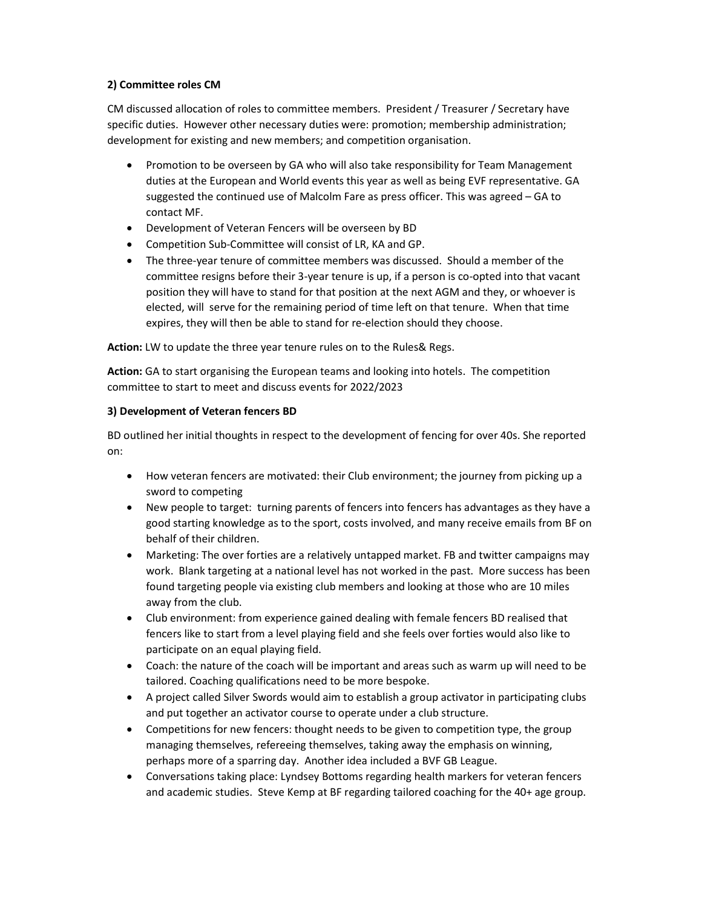**2) Committee roles CM**

CM discussed allocation of roles to committee members. President / Treasurer / Secretary have specific duties. However other necessary duties were: promotion; membership administration; development for existing and new members; and competition organisation.

- Promotion to be overseen by GA who will also take responsibility for Team Management duties at the European and World events this year as well as being EVF representative. GA suggested the continued use of Malcolm Fare as press officer. This was agreed – GA to contact MF.
- Development of Veteran Fencers will be overseen by BD
- Competition Sub-Committee will consist of LR, KA and GP.
- The three-year tenure of committee members was discussed. Should a member of the committee resigns before their 3-year tenure is up, if a person is co-opted into that vacant position they will have to stand for that position at the next AGM and they, or whoever is elected, will serve for the remaining period of time left on that tenure. When that time expires, they will then be able to stand for re-election should they choose.

**Action:** LW to update the three year tenure rules on to the Rules& Regs.

**Action:** GA to start organising the European teams and looking into hotels. The competition committee to start to meet and discuss events for 2022/2023

**3) Development of Veteran fencers BD**

BD outlined her initial thoughts in respect to the development of fencing for over 40s. She reported on:

- How veteran fencers are motivated: their Club environment; the journey from picking up a sword to competing
- New people to target: turning parents of fencers into fencers has advantages as they have a good starting knowledge as to the sport, costs involved, and many receive emails from BF on behalf of their children.
- Marketing: The over forties are a relatively untapped market. FB and twitter campaigns may work. Blank targeting at a national level has not worked in the past. More success has been found targeting people via existing club members and looking at those who are 10 miles away from the club.
- Club environment: from experience gained dealing with female fencers BD realised that fencers like to start from a level playing field and she feels over forties would also like to participate on an equal playing field.
- Coach: the nature of the coach will be important and areas such as warm up will need to be tailored. Coaching qualifications need to be more bespoke.
- A project called Silver Swords would aim to establish a group activator in participating clubs and put together an activator course to operate under a club structure.
- Competitions for new fencers: thought needs to be given to competition type, the group managing themselves, refereeing themselves, taking away the emphasis on winning, perhaps more of a sparring day. Another idea included a BVF GB League.
- Conversations taking place: Lyndsey Bottoms regarding health markers for veteran fencers and academic studies. Steve Kemp at BF regarding tailored coaching for the 40+ age group.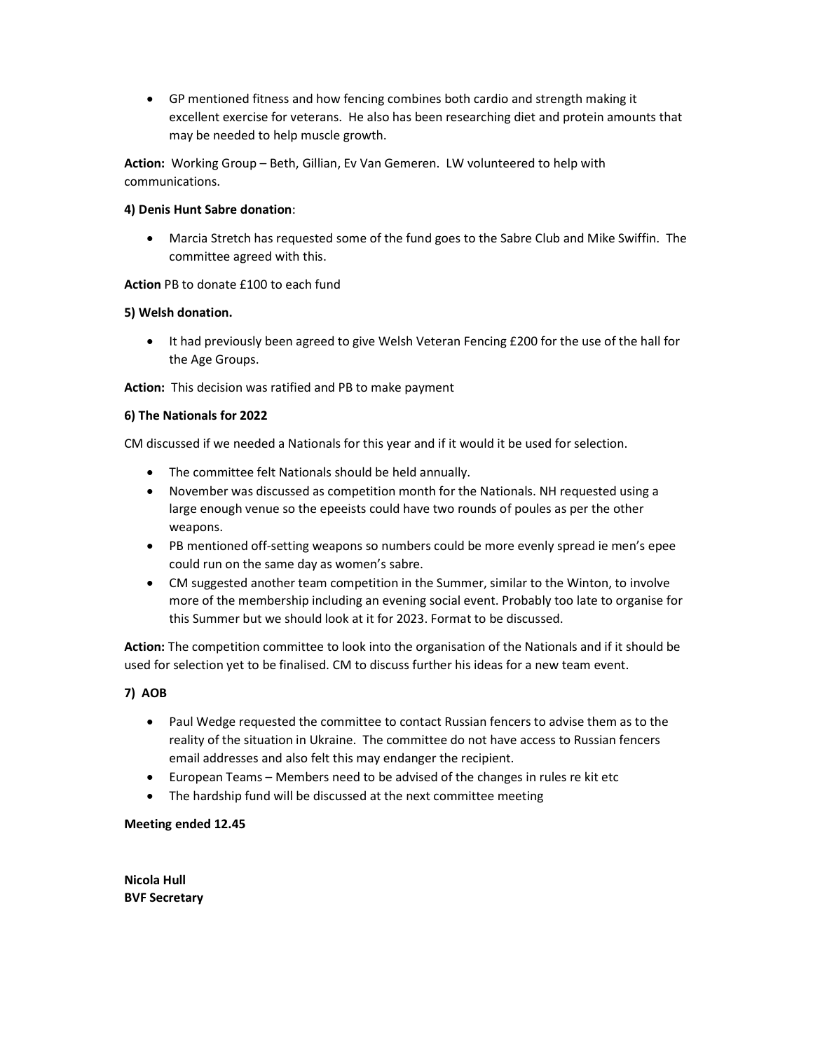- GP mentioned fitness and how fencing combines both cardio and strength making it excellent exercise for veterans. He also has been researching diet and protein amounts that may be needed to help muscle growth.

**Action:** Working Group – Beth, Gillian, Ev Van Gemeren. LW volunteered to help with communications.

**4) Denis Hunt Sabre donation**:

- Marcia Stretch has requested some of the fund goes to the Sabre Club and Mike Swiffin. The committee agreed with this.

**Action** PB to donate £100 to each fund

**5) Welsh donation.**

- It had previously been agreed to give Welsh Veteran Fencing £200 for the use of the hall for the Age Groups.

**Action:** This decision was ratified and PB to make payment

**6) The Nationals for 2022**

CM discussed if we needed a Nationals for this year and if it would it be used for selection.

- The committee felt Nationals should be held annually.
- November was discussed as competition month for the Nationals. NH requested using a large enough venue so the epeeists could have two rounds of poules as per the other weapons.
- PB mentioned off-setting weapons so numbers could be more evenly spread ie men's epee could run on the same day as women's sabre.
- CM suggested another team competition in the Summer, similar to the Winton, to involve more of the membership including an evening social event. Probably too late to organise for this Summer but we should look at it for 2023. Format to be discussed.

**Action:** The competition committee to look into the organisation of the Nationals and if it should be used for selection yet to be finalised. CM to discuss further his ideas for a new team event.

**7) AOB**

- Paul Wedge requested the committee to contact Russian fencers to advise them as to the reality of the situation in Ukraine. The committee do not have access to Russian fencers email addresses and also felt this may endanger the recipient.
- European Teams – Members need to be advised of the changes in rules re kit etc
- The hardship fund will be discussed at the next committee meeting

**Meeting ended 12.45**

**Nicola Hull**
**BVF Secretary**